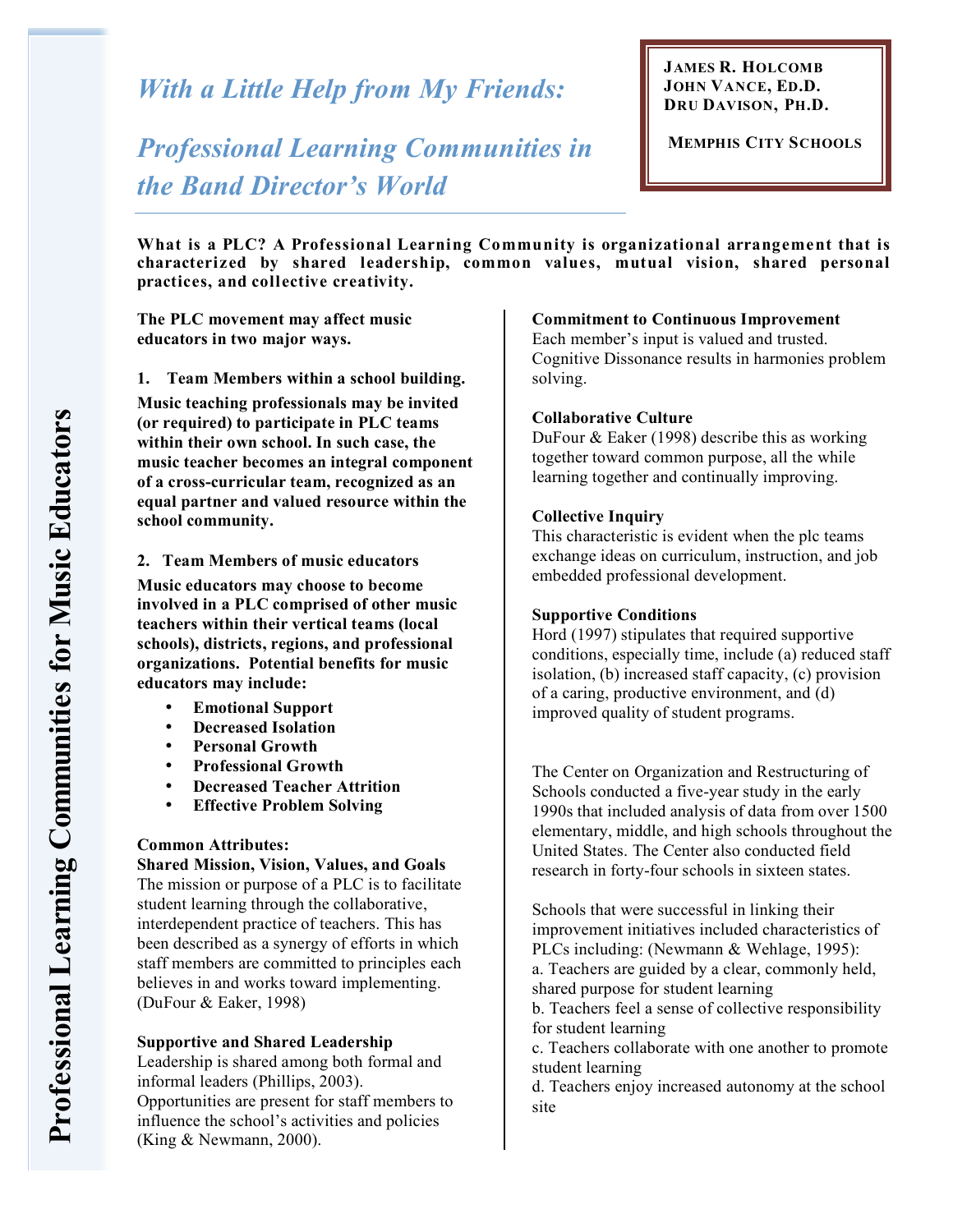# *With a Little Help from My Friends:*

# *Professional Learning Communities in the Band Director's World*

**James R. Holcomb**
**John Vance, Ed.D.**
**Dru Davison, Ph.D.**

**Memphis City Schools**

**Professional Learning Communities for Music Educators**

**What is a PLC? A Professional Learning Community is organizational arrangement that is characterized by shared leadership, common values, mutual vision, shared personal practices, and collective creativity.**

**The PLC movement may affect music educators in two major ways.**

**1. Team Members within a school building.**

**Music teaching professionals may be invited (or required) to participate in PLC teams within their own school. In such case, the music teacher becomes an integral component of a cross-curricular team, recognized as an equal partner and valued resource within the school community.**

**2. Team Members of music educators**

**Music educators may choose to become involved in a PLC comprised of other music teachers within their vertical teams (local schools), districts, regions, and professional organizations. Potential benefits for music educators may include:**

- **Emotional Support**
- **Decreased Isolation**
- **Personal Growth**
- **Professional Growth**
- **Decreased Teacher Attrition**
- **Effective Problem Solving**

**Common Attributes:**

**Shared Mission, Vision, Values, and Goals**
The mission or purpose of a PLC is to facilitate student learning through the collaborative, interdependent practice of teachers. This has been described as a synergy of efforts in which staff members are committed to principles each believes in and works toward implementing. (DuFour & Eaker, 1998)

**Supportive and Shared Leadership**
Leadership is shared among both formal and informal leaders (Phillips, 2003). Opportunities are present for staff members to influence the school's activities and policies (King & Newmann, 2000).

**Commitment to Continuous Improvement**
Each member's input is valued and trusted. Cognitive Dissonance results in harmonies problem solving.

**Collaborative Culture**
DuFour & Eaker (1998) describe this as working together toward common purpose, all the while learning together and continually improving.

**Collective Inquiry**
This characteristic is evident when the plc teams exchange ideas on curriculum, instruction, and job embedded professional development.

**Supportive Conditions**
Hord (1997) stipulates that required supportive conditions, especially time, include (a) reduced staff isolation, (b) increased staff capacity, (c) provision of a caring, productive environment, and (d) improved quality of student programs.

The Center on Organization and Restructuring of Schools conducted a five-year study in the early 1990s that included analysis of data from over 1500 elementary, middle, and high schools throughout the United States. The Center also conducted field research in forty-four schools in sixteen states.

Schools that were successful in linking their improvement initiatives included characteristics of PLCs including: (Newmann & Wehlage, 1995):
a. Teachers are guided by a clear, commonly held, shared purpose for student learning
b. Teachers feel a sense of collective responsibility for student learning
c. Teachers collaborate with one another to promote student learning
d. Teachers enjoy increased autonomy at the school site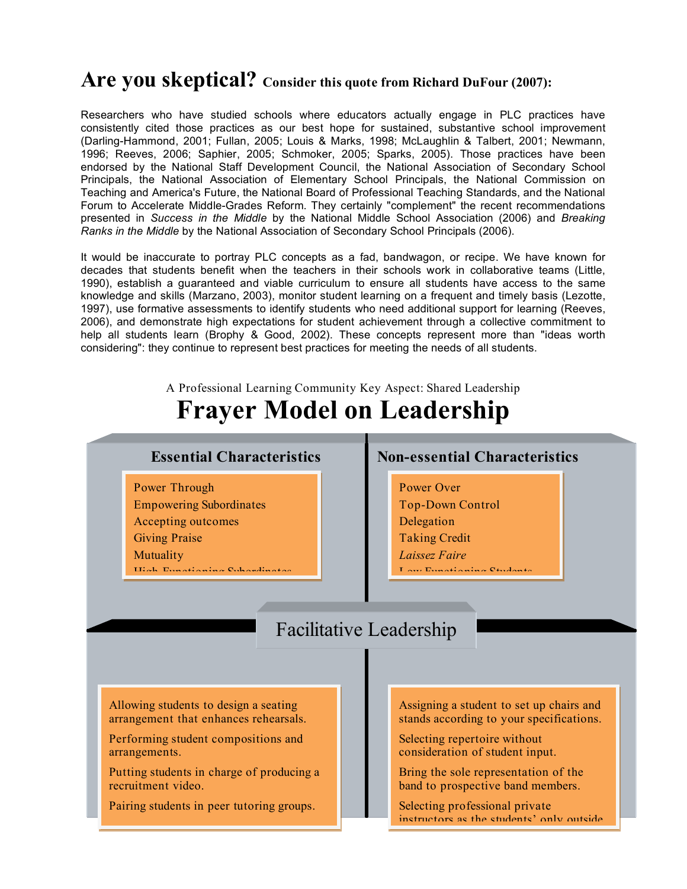## Are you skeptical? Consider this quote from Richard DuFour (2007):

Researchers who have studied schools where educators actually engage in PLC practices have consistently cited those practices as our best hope for sustained, substantive school improvement (Darling-Hammond, 2001; Fullan, 2005; Louis & Marks, 1998; McLaughlin & Talbert, 2001; Newmann, 1996; Reeves, 2006; Saphier, 2005; Schmoker, 2005; Sparks, 2005). Those practices have been endorsed by the National Staff Development Council, the National Association of Secondary School Principals, the National Association of Elementary School Principals, the National Commission on Teaching and America's Future, the National Board of Professional Teaching Standards, and the National Forum to Accelerate Middle-Grades Reform. They certainly "complement" the recent recommendations presented in *Success in the Middle* by the National Middle School Association (2006) and *Breaking Ranks in the Middle* by the National Association of Secondary School Principals (2006).

It would be inaccurate to portray PLC concepts as a fad, bandwagon, or recipe. We have known for decades that students benefit when the teachers in their schools work in collaborative teams (Little, 1990), establish a guaranteed and viable curriculum to ensure all students have access to the same knowledge and skills (Marzano, 2003), monitor student learning on a frequent and timely basis (Lezotte, 1997), use formative assessments to identify students who need additional support for learning (Reeves, 2006), and demonstrate high expectations for student achievement through a collective commitment to help all students learn (Brophy & Good, 2002). These concepts represent more than "ideas worth considering": they continue to represent best practices for meeting the needs of all students.

A Professional Learning Community Key Aspect: Shared Leadership

# Frayer Model on Leadership

**Facilitative Leadership**

### Essential Characteristics

- Power Through
- Empowering Subordinates
- Accepting outcomes
- Giving Praise
- Mutuality
- High Functioning Subordinates

### Non-essential Characteristics

- Power Over
- Top-Down Control
- Delegation
- Taking Credit
- *Laissez Faire*
- Low Functioning Students

### Examples

- Allowing students to design a seating arrangement that enhances rehearsals.
- Performing student compositions and arrangements.
- Putting students in charge of producing a recruitment video.
- Pairing students in peer tutoring groups.

### Non-examples

- Assigning a student to set up chairs and stands according to your specifications.
- Selecting repertoire without consideration of student input.
- Bring the sole representation of the band to prospective band members.
- Selecting professional private instructors as the students' only outside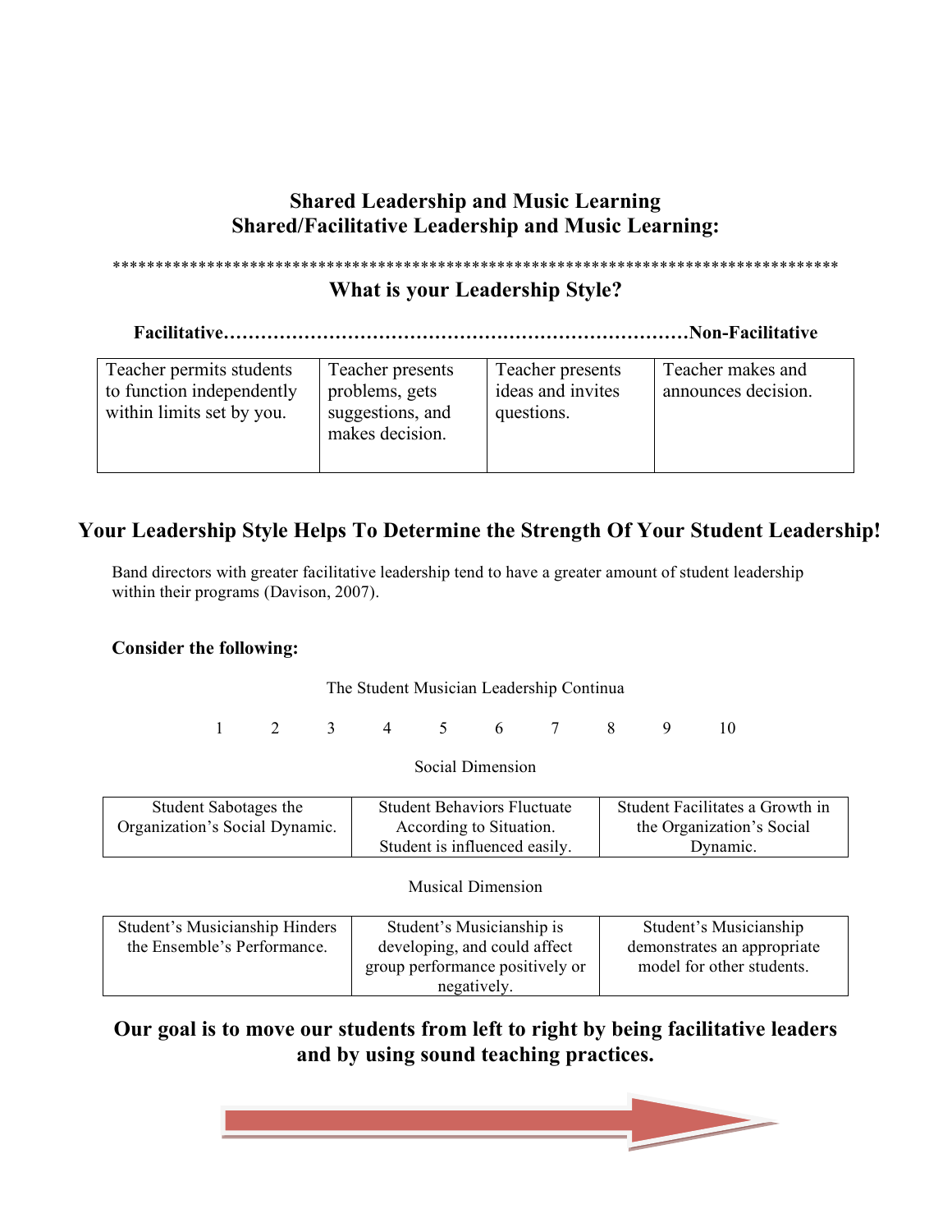## Shared Leadership and Music Learning
## Shared/Facilitative Leadership and Music Learning:

*************************************************************************************

### What is your Leadership Style?

**Facilitative……………………………………………………………Non-Facilitative**

| Teacher permits students to function independently within limits set by you. | Teacher presents problems, gets suggestions, and makes decision. | Teacher presents ideas and invites questions. | Teacher makes and announces decision. |
|---|---|---|---|

## Your Leadership Style Helps To Determine the Strength Of Your Student Leadership!

Band directors with greater facilitative leadership tend to have a greater amount of student leadership within their programs (Davison, 2007).

**Consider the following:**

The Student Musician Leadership Continua

1 2 3 4 5 6 7 8 9 10

Social Dimension

| Student Sabotages the Organization's Social Dynamic. | Student Behaviors Fluctuate According to Situation. Student is influenced easily. | Student Facilitates a Growth in the Organization's Social Dynamic. |
|---|---|---|

Musical Dimension

| Student's Musicianship Hinders the Ensemble's Performance. | Student's Musicianship is developing, and could affect group performance positively or negatively. | Student's Musicianship demonstrates an appropriate model for other students. |
|---|---|---|

**Our goal is to move our students from left to right by being facilitative leaders and by using sound teaching practices.**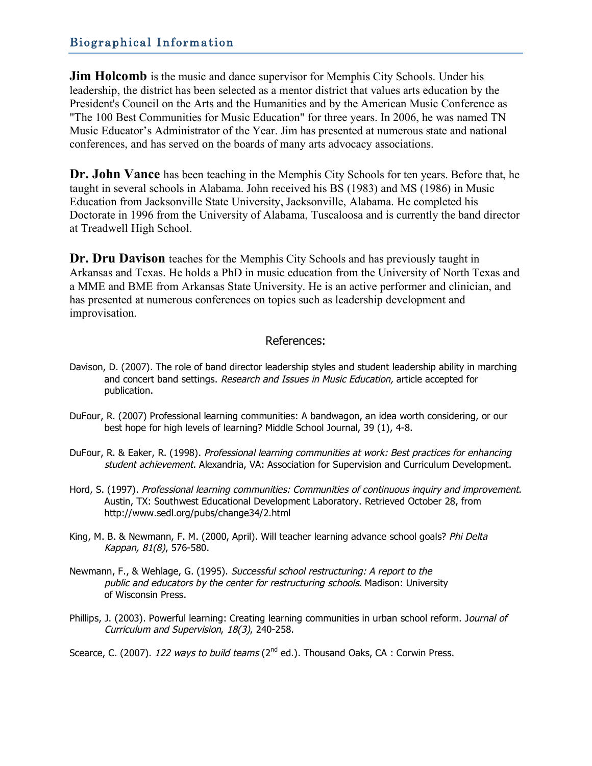## Biographical Information

**Jim Holcomb** is the music and dance supervisor for Memphis City Schools. Under his leadership, the district has been selected as a mentor district that values arts education by the President's Council on the Arts and the Humanities and by the American Music Conference as "The 100 Best Communities for Music Education" for three years. In 2006, he was named TN Music Educator's Administrator of the Year. Jim has presented at numerous state and national conferences, and has served on the boards of many arts advocacy associations.

**Dr. John Vance** has been teaching in the Memphis City Schools for ten years. Before that, he taught in several schools in Alabama. John received his BS (1983) and MS (1986) in Music Education from Jacksonville State University, Jacksonville, Alabama. He completed his Doctorate in 1996 from the University of Alabama, Tuscaloosa and is currently the band director at Treadwell High School.

**Dr. Dru Davison** teaches for the Memphis City Schools and has previously taught in Arkansas and Texas. He holds a PhD in music education from the University of North Texas and a MME and BME from Arkansas State University. He is an active performer and clinician, and has presented at numerous conferences on topics such as leadership development and improvisation.

### References:

Davison, D. (2007). The role of band director leadership styles and student leadership ability in marching and concert band settings. *Research and Issues in Music Education,* article accepted for publication.

DuFour, R. (2007) Professional learning communities: A bandwagon, an idea worth considering, or our best hope for high levels of learning? Middle School Journal, 39 (1), 4-8.

DuFour, R. & Eaker, R. (1998). *Professional learning communities at work: Best practices for enhancing student achievement*. Alexandria, VA: Association for Supervision and Curriculum Development.

Hord, S. (1997). *Professional learning communities: Communities of continuous inquiry and improvement*. Austin, TX: Southwest Educational Development Laboratory. Retrieved October 28, from http://www.sedl.org/pubs/change34/2.html

King, M. B. & Newmann, F. M. (2000, April). Will teacher learning advance school goals? *Phi Delta Kappan, 81(8)*, 576-580.

Newmann, F., & Wehlage, G. (1995). *Successful school restructuring: A report to the public and educators by the center for restructuring schools*. Madison: University of Wisconsin Press.

Phillips, J. (2003). Powerful learning: Creating learning communities in urban school reform. J*ournal of Curriculum and Supervision*, *18(3)*, 240-258.

Scearce, C. (2007). *122 ways to build teams* (2nd ed.). Thousand Oaks, CA : Corwin Press.